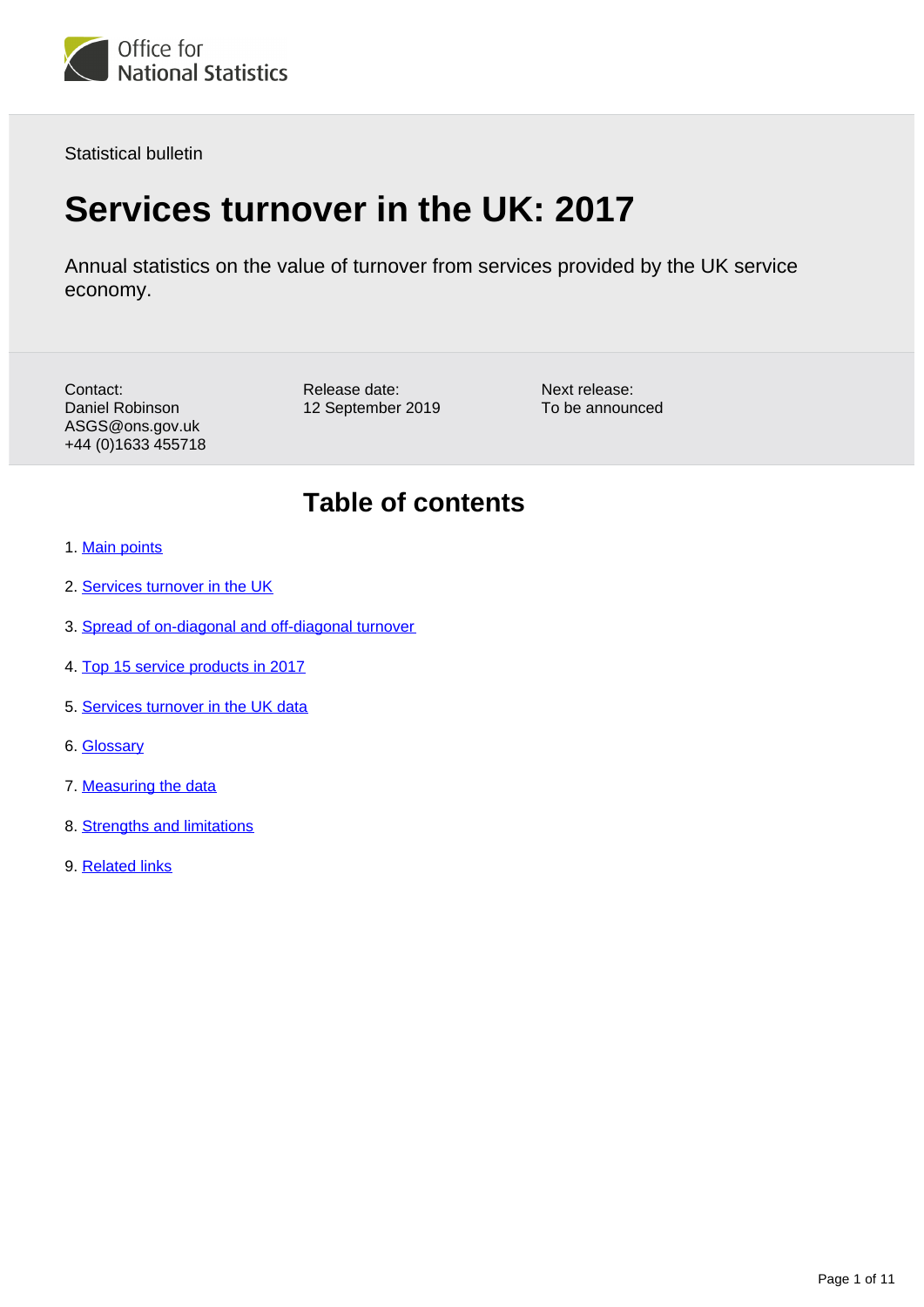Office for National Statistics

Statistical bulletin

# Services turnover in the UK: 2017

Annual statistics on the value of turnover from services provided by the UK service economy.

Contact:
Daniel Robinson
ASGS@ons.gov.uk
+44 (0)1633 455718

Release date:
12 September 2019

Next release:
To be announced

## Table of contents

1. Main points
2. Services turnover in the UK
3. Spread of on-diagonal and off-diagonal turnover
4. Top 15 service products in 2017
5. Services turnover in the UK data
6. Glossary
7. Measuring the data
8. Strengths and limitations
9. Related links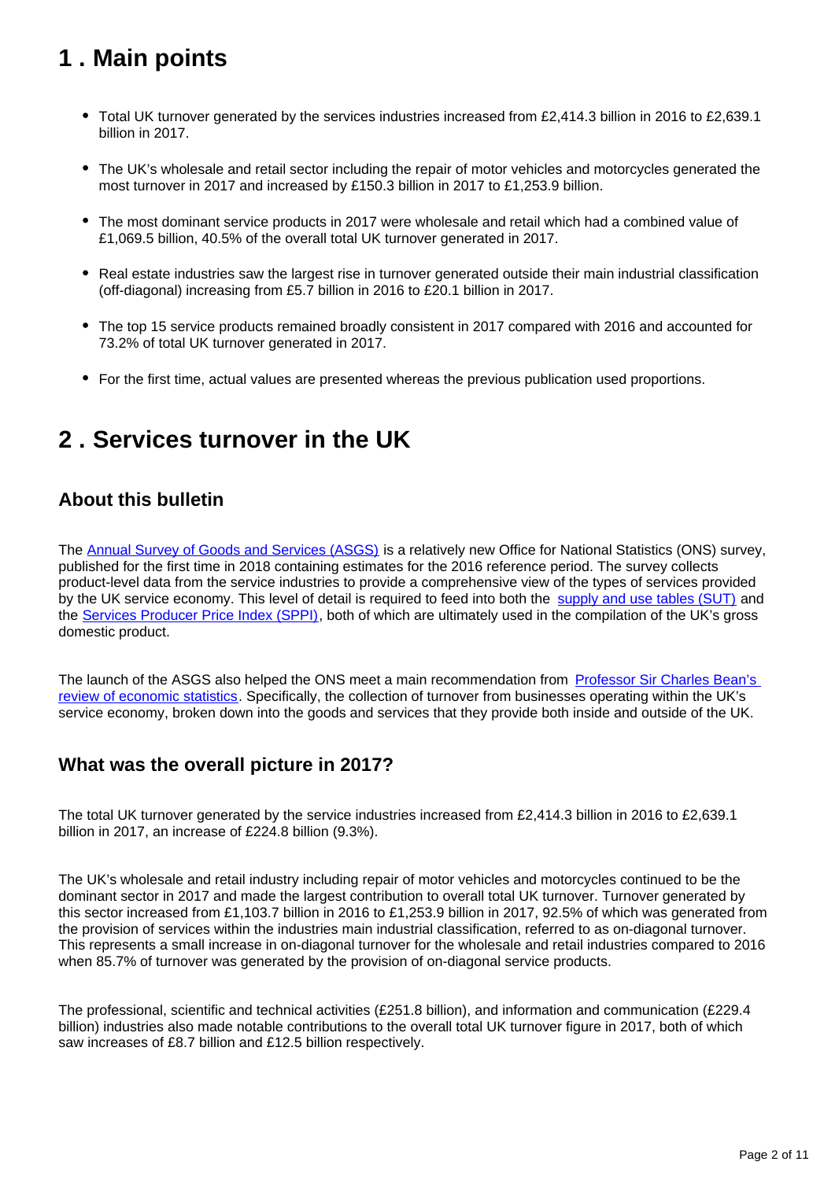## 1 . Main points

- Total UK turnover generated by the services industries increased from £2,414.3 billion in 2016 to £2,639.1 billion in 2017.
- The UK's wholesale and retail sector including the repair of motor vehicles and motorcycles generated the most turnover in 2017 and increased by £150.3 billion in 2017 to £1,253.9 billion.
- The most dominant service products in 2017 were wholesale and retail which had a combined value of £1,069.5 billion, 40.5% of the overall total UK turnover generated in 2017.
- Real estate industries saw the largest rise in turnover generated outside their main industrial classification (off-diagonal) increasing from £5.7 billion in 2016 to £20.1 billion in 2017.
- The top 15 service products remained broadly consistent in 2017 compared with 2016 and accounted for 73.2% of total UK turnover generated in 2017.
- For the first time, actual values are presented whereas the previous publication used proportions.

## 2 . Services turnover in the UK

### About this bulletin

The Annual Survey of Goods and Services (ASGS) is a relatively new Office for National Statistics (ONS) survey, published for the first time in 2018 containing estimates for the 2016 reference period. The survey collects product-level data from the service industries to provide a comprehensive view of the types of services provided by the UK service economy. This level of detail is required to feed into both the supply and use tables (SUT) and the Services Producer Price Index (SPPI), both of which are ultimately used in the compilation of the UK's gross domestic product.

The launch of the ASGS also helped the ONS meet a main recommendation from Professor Sir Charles Bean's review of economic statistics. Specifically, the collection of turnover from businesses operating within the UK's service economy, broken down into the goods and services that they provide both inside and outside of the UK.

### What was the overall picture in 2017?

The total UK turnover generated by the service industries increased from £2,414.3 billion in 2016 to £2,639.1 billion in 2017, an increase of £224.8 billion (9.3%).

The UK's wholesale and retail industry including repair of motor vehicles and motorcycles continued to be the dominant sector in 2017 and made the largest contribution to overall total UK turnover. Turnover generated by this sector increased from £1,103.7 billion in 2016 to £1,253.9 billion in 2017, 92.5% of which was generated from the provision of services within the industries main industrial classification, referred to as on-diagonal turnover. This represents a small increase in on-diagonal turnover for the wholesale and retail industries compared to 2016 when 85.7% of turnover was generated by the provision of on-diagonal service products.

The professional, scientific and technical activities (£251.8 billion), and information and communication (£229.4 billion) industries also made notable contributions to the overall total UK turnover figure in 2017, both of which saw increases of £8.7 billion and £12.5 billion respectively.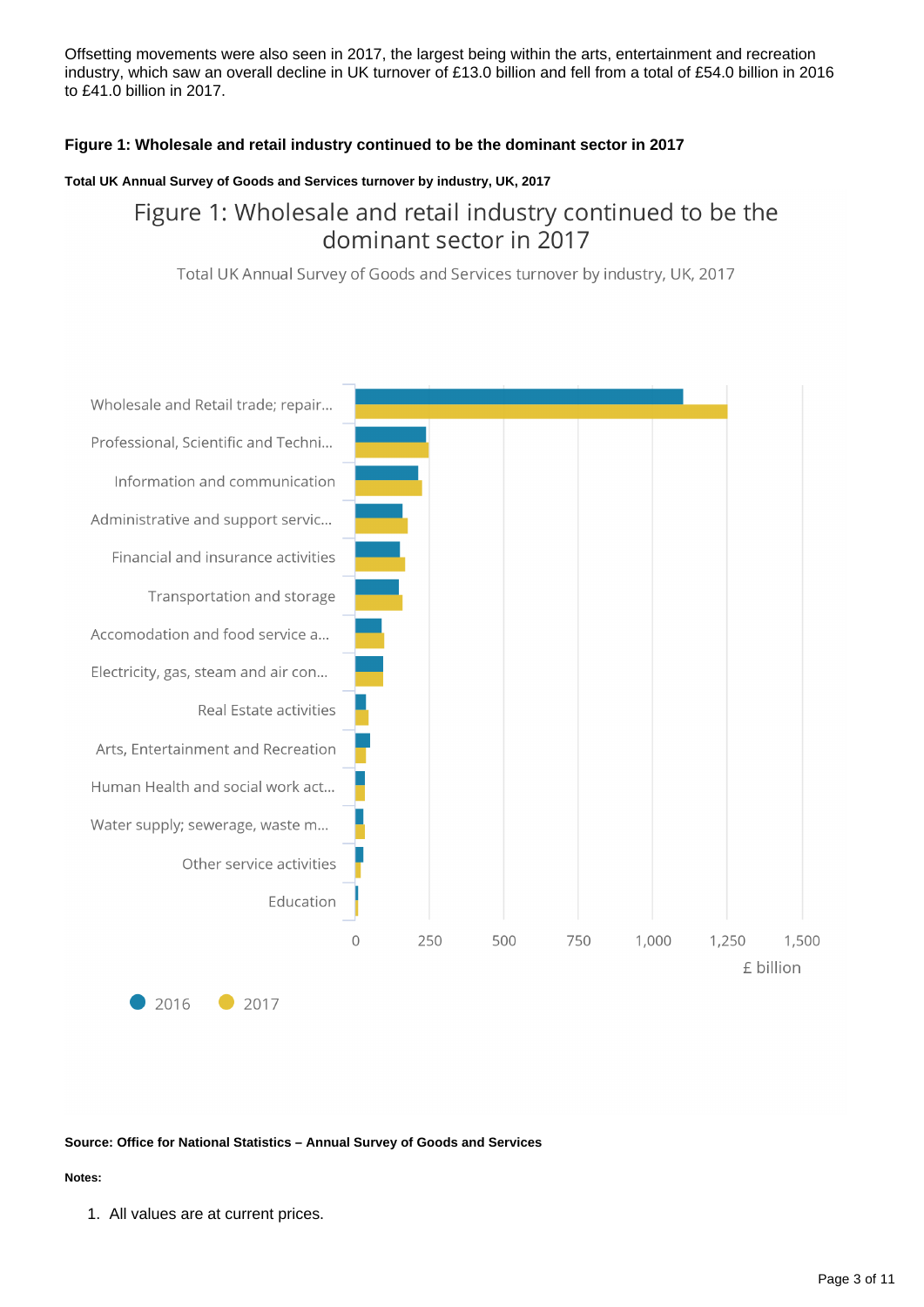Offsetting movements were also seen in 2017, the largest being within the arts, entertainment and recreation industry, which saw an overall decline in UK turnover of £13.0 billion and fell from a total of £54.0 billion in 2016 to £41.0 billion in 2017.

**Figure 1: Wholesale and retail industry continued to be the dominant sector in 2017**

**Total UK Annual Survey of Goods and Services turnover by industry, UK, 2017**

Figure 1: Wholesale and retail industry continued to be the dominant sector in 2017

Total UK Annual Survey of Goods and Services turnover by industry, UK, 2017

Wholesale and Retail trade; repair...
Professional, Scientific and Techni...
Information and communication
Administrative and support servic...
Financial and insurance activities
Transportation and storage
Accomodation and food service a...
Electricity, gas, steam and air con...
Real Estate activities
Arts, Entertainment and Recreation
Human Health and social work act...
Water supply; sewerage, waste m...
Other service activities
Education

0 250 500 750 1,000 1,250 1,500

£ billion

2016 2017

**Source: Office for National Statistics – Annual Survey of Goods and Services**

**Notes:**

1. All values are at current prices.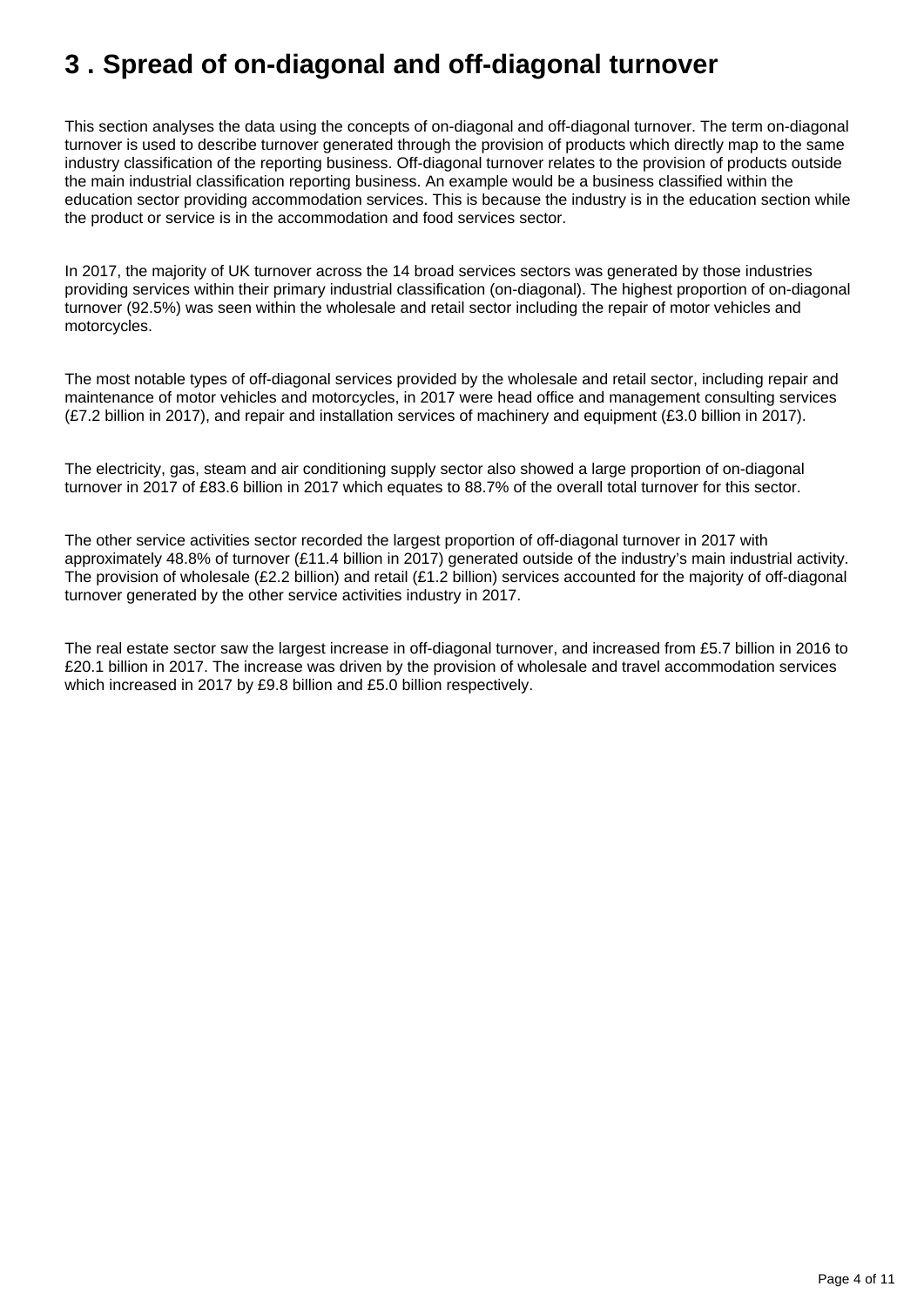# 3 . Spread of on-diagonal and off-diagonal turnover

This section analyses the data using the concepts of on-diagonal and off-diagonal turnover. The term on-diagonal turnover is used to describe turnover generated through the provision of products which directly map to the same industry classification of the reporting business. Off-diagonal turnover relates to the provision of products outside the main industrial classification reporting business. An example would be a business classified within the education sector providing accommodation services. This is because the industry is in the education section while the product or service is in the accommodation and food services sector.

In 2017, the majority of UK turnover across the 14 broad services sectors was generated by those industries providing services within their primary industrial classification (on-diagonal). The highest proportion of on-diagonal turnover (92.5%) was seen within the wholesale and retail sector including the repair of motor vehicles and motorcycles.

The most notable types of off-diagonal services provided by the wholesale and retail sector, including repair and maintenance of motor vehicles and motorcycles, in 2017 were head office and management consulting services (£7.2 billion in 2017), and repair and installation services of machinery and equipment (£3.0 billion in 2017).

The electricity, gas, steam and air conditioning supply sector also showed a large proportion of on-diagonal turnover in 2017 of £83.6 billion in 2017 which equates to 88.7% of the overall total turnover for this sector.

The other service activities sector recorded the largest proportion of off-diagonal turnover in 2017 with approximately 48.8% of turnover (£11.4 billion in 2017) generated outside of the industry's main industrial activity. The provision of wholesale (£2.2 billion) and retail (£1.2 billion) services accounted for the majority of off-diagonal turnover generated by the other service activities industry in 2017.

The real estate sector saw the largest increase in off-diagonal turnover, and increased from £5.7 billion in 2016 to £20.1 billion in 2017. The increase was driven by the provision of wholesale and travel accommodation services which increased in 2017 by £9.8 billion and £5.0 billion respectively.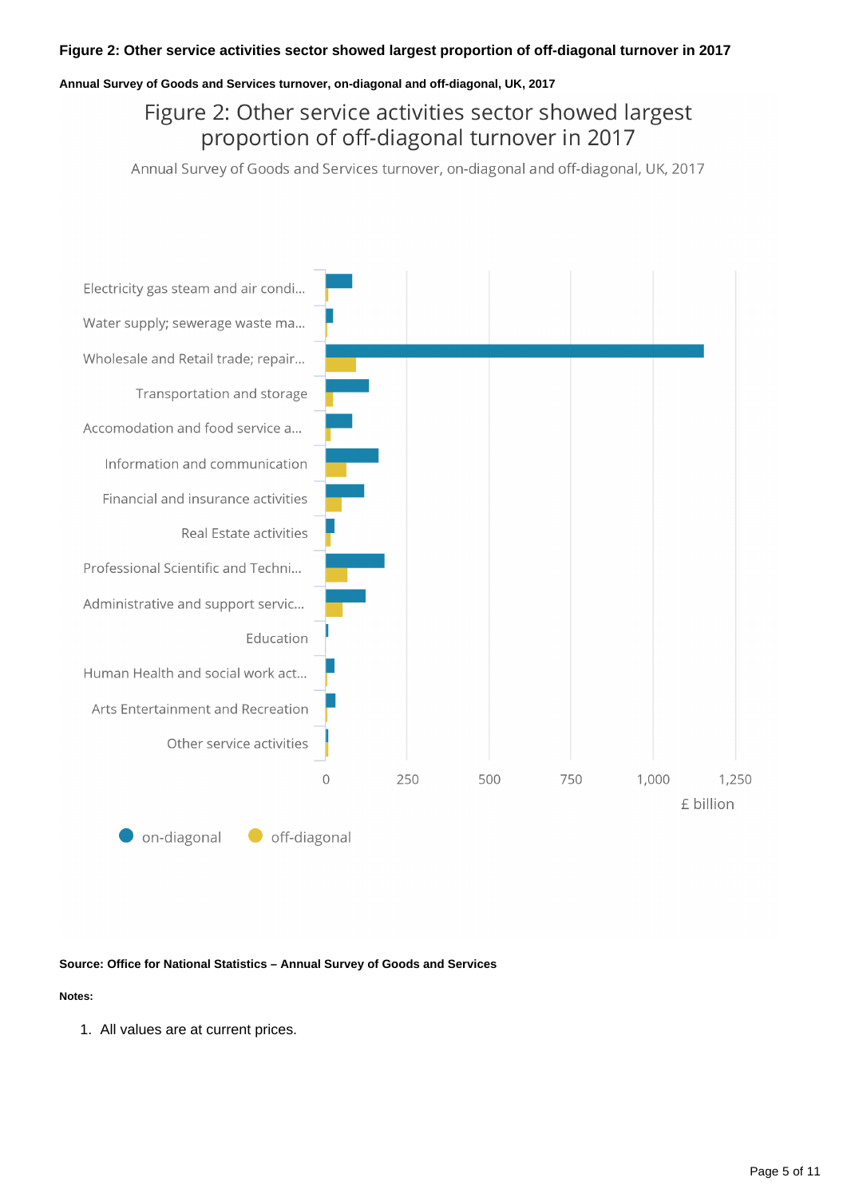**Figure 2: Other service activities sector showed largest proportion of off-diagonal turnover in 2017**

**Annual Survey of Goods and Services turnover, on-diagonal and off-diagonal, UK, 2017**

Figure 2: Other service activities sector showed largest proportion of off-diagonal turnover in 2017

Annual Survey of Goods and Services turnover, on-diagonal and off-diagonal, UK, 2017

Electricity gas steam and air condi...
Water supply; sewerage waste ma...
Wholesale and Retail trade; repair...
Transportation and storage
Accomodation and food service a...
Information and communication
Financial and insurance activities
Real Estate activities
Professional Scientific and Techni...
Administrative and support servic...
Education
Human Health and social work act...
Arts Entertainment and Recreation
Other service activities

0 250 500 750 1,000 1,250

£ billion

on-diagonal off-diagonal

**Source: Office for National Statistics – Annual Survey of Goods and Services**

**Notes:**

1. All values are at current prices.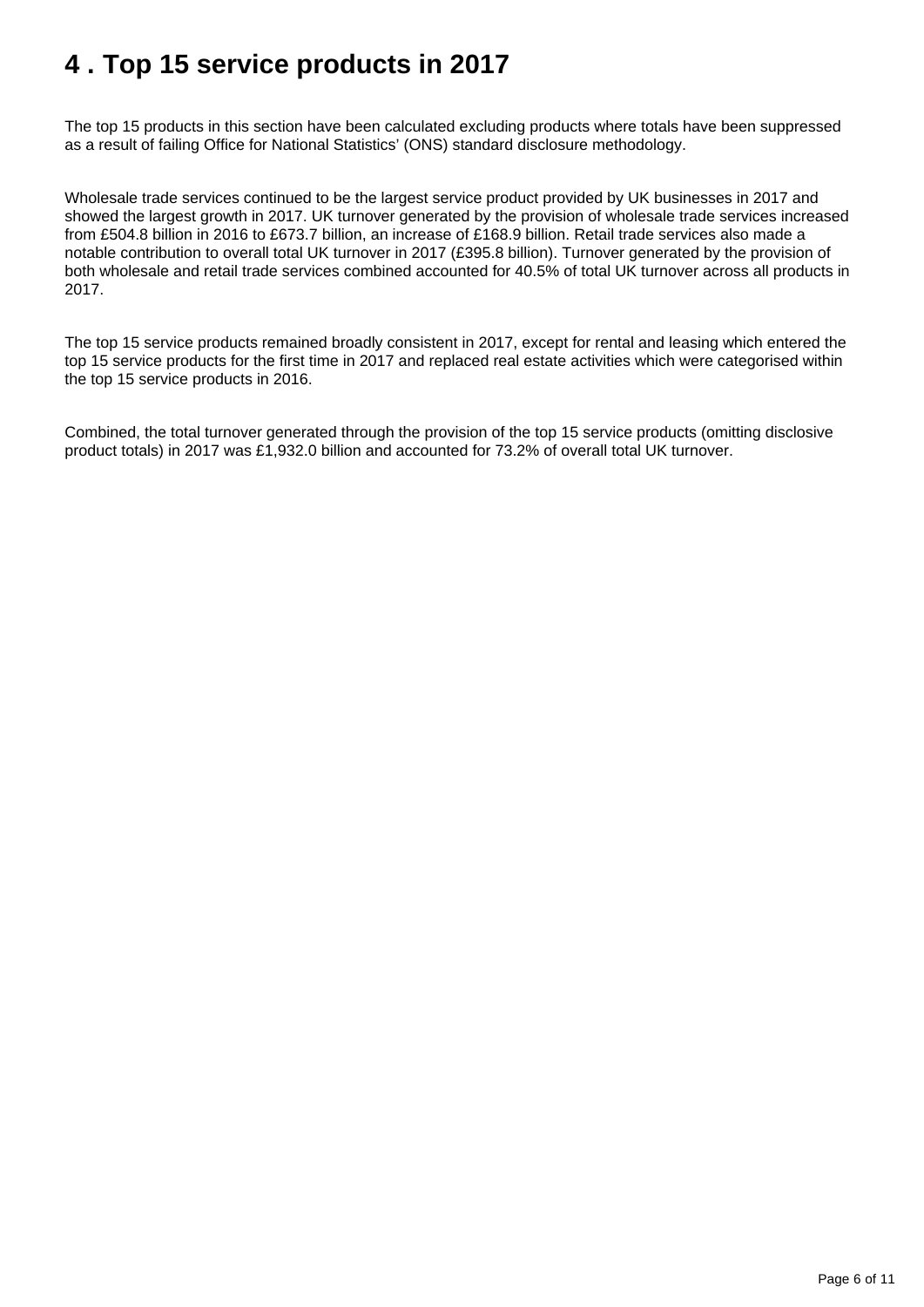# 4 . Top 15 service products in 2017

The top 15 products in this section have been calculated excluding products where totals have been suppressed as a result of failing Office for National Statistics' (ONS) standard disclosure methodology.

Wholesale trade services continued to be the largest service product provided by UK businesses in 2017 and showed the largest growth in 2017. UK turnover generated by the provision of wholesale trade services increased from £504.8 billion in 2016 to £673.7 billion, an increase of £168.9 billion. Retail trade services also made a notable contribution to overall total UK turnover in 2017 (£395.8 billion). Turnover generated by the provision of both wholesale and retail trade services combined accounted for 40.5% of total UK turnover across all products in 2017.

The top 15 service products remained broadly consistent in 2017, except for rental and leasing which entered the top 15 service products for the first time in 2017 and replaced real estate activities which were categorised within the top 15 service products in 2016.

Combined, the total turnover generated through the provision of the top 15 service products (omitting disclosive product totals) in 2017 was £1,932.0 billion and accounted for 73.2% of overall total UK turnover.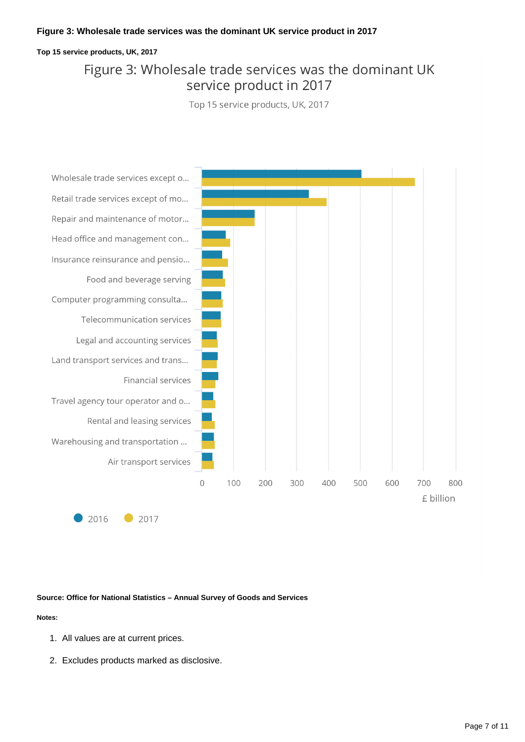**Figure 3: Wholesale trade services was the dominant UK service product in 2017**

**Top 15 service products, UK, 2017**

Figure 3: Wholesale trade services was the dominant UK service product in 2017

Top 15 service products, UK, 2017

Wholesale trade services except o...
Retail trade services except of mo...
Repair and maintenance of motor...
Head office and management con...
Insurance reinsurance and pensio...
Food and beverage serving
Computer programming consulta...
Telecommunication services
Legal and accounting services
Land transport services and trans...
Financial services
Travel agency tour operator and o...
Rental and leasing services
Warehousing and transportation ...
Air transport services

0 100 200 300 400 500 600 700 800

£ billion

2016 2017

**Source: Office for National Statistics – Annual Survey of Goods and Services**

**Notes:**

1. All values are at current prices.
2. Excludes products marked as disclosive.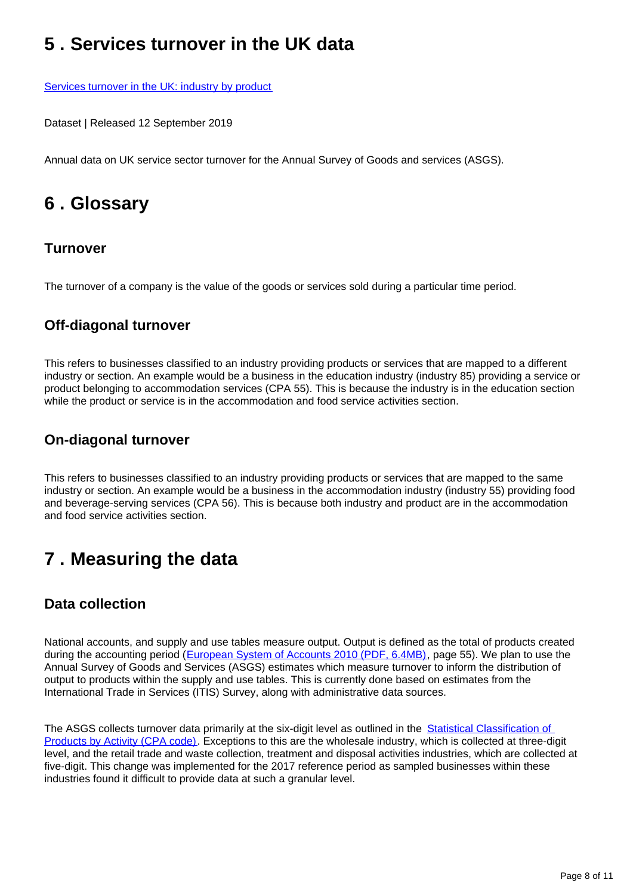## 5 . Services turnover in the UK data

[Services turnover in the UK: industry by product](#)

Dataset | Released 12 September 2019

Annual data on UK service sector turnover for the Annual Survey of Goods and services (ASGS).

## 6 . Glossary

### Turnover

The turnover of a company is the value of the goods or services sold during a particular time period.

### Off-diagonal turnover

This refers to businesses classified to an industry providing products or services that are mapped to a different industry or section. An example would be a business in the education industry (industry 85) providing a service or product belonging to accommodation services (CPA 55). This is because the industry is in the education section while the product or service is in the accommodation and food service activities section.

### On-diagonal turnover

This refers to businesses classified to an industry providing products or services that are mapped to the same industry or section. An example would be a business in the accommodation industry (industry 55) providing food and beverage-serving services (CPA 56). This is because both industry and product are in the accommodation and food service activities section.

## 7 . Measuring the data

### Data collection

National accounts, and supply and use tables measure output. Output is defined as the total of products created during the accounting period (European System of Accounts 2010 (PDF, 6.4MB), page 55). We plan to use the Annual Survey of Goods and Services (ASGS) estimates which measure turnover to inform the distribution of output to products within the supply and use tables. This is currently done based on estimates from the International Trade in Services (ITIS) Survey, along with administrative data sources.

The ASGS collects turnover data primarily at the six-digit level as outlined in the Statistical Classification of Products by Activity (CPA code). Exceptions to this are the wholesale industry, which is collected at three-digit level, and the retail trade and waste collection, treatment and disposal activities industries, which are collected at five-digit. This change was implemented for the 2017 reference period as sampled businesses within these industries found it difficult to provide data at such a granular level.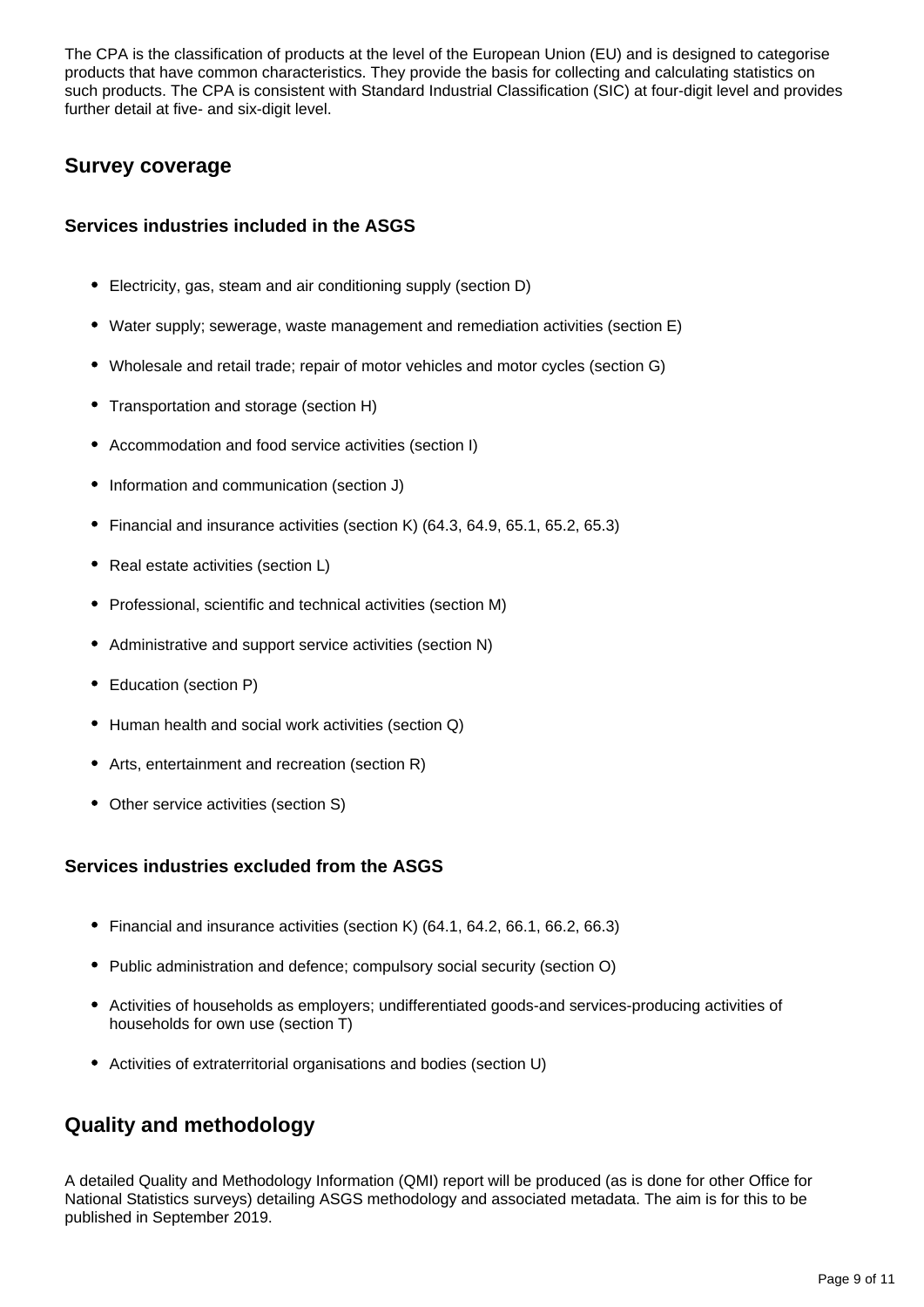The CPA is the classification of products at the level of the European Union (EU) and is designed to categorise products that have common characteristics. They provide the basis for collecting and calculating statistics on such products. The CPA is consistent with Standard Industrial Classification (SIC) at four-digit level and provides further detail at five- and six-digit level.

## Survey coverage

### Services industries included in the ASGS

- Electricity, gas, steam and air conditioning supply (section D)
- Water supply; sewerage, waste management and remediation activities (section E)
- Wholesale and retail trade; repair of motor vehicles and motor cycles (section G)
- Transportation and storage (section H)
- Accommodation and food service activities (section I)
- Information and communication (section J)
- Financial and insurance activities (section K) (64.3, 64.9, 65.1, 65.2, 65.3)
- Real estate activities (section L)
- Professional, scientific and technical activities (section M)
- Administrative and support service activities (section N)
- Education (section P)
- Human health and social work activities (section Q)
- Arts, entertainment and recreation (section R)
- Other service activities (section S)

### Services industries excluded from the ASGS

- Financial and insurance activities (section K) (64.1, 64.2, 66.1, 66.2, 66.3)
- Public administration and defence; compulsory social security (section O)
- Activities of households as employers; undifferentiated goods-and services-producing activities of households for own use (section T)
- Activities of extraterritorial organisations and bodies (section U)

## Quality and methodology

A detailed Quality and Methodology Information (QMI) report will be produced (as is done for other Office for National Statistics surveys) detailing ASGS methodology and associated metadata. The aim is for this to be published in September 2019.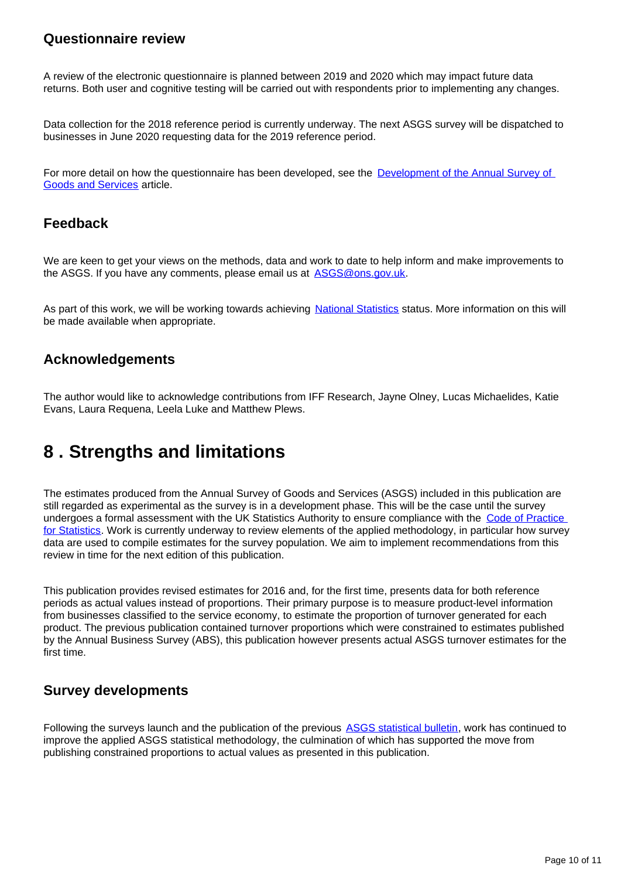### Questionnaire review

A review of the electronic questionnaire is planned between 2019 and 2020 which may impact future data returns. Both user and cognitive testing will be carried out with respondents prior to implementing any changes.

Data collection for the 2018 reference period is currently underway. The next ASGS survey will be dispatched to businesses in June 2020 requesting data for the 2019 reference period.

For more detail on how the questionnaire has been developed, see the Development of the Annual Survey of Goods and Services article.

### Feedback

We are keen to get your views on the methods, data and work to date to help inform and make improvements to the ASGS. If you have any comments, please email us at ASGS@ons.gov.uk.

As part of this work, we will be working towards achieving National Statistics status. More information on this will be made available when appropriate.

### Acknowledgements

The author would like to acknowledge contributions from IFF Research, Jayne Olney, Lucas Michaelides, Katie Evans, Laura Requena, Leela Luke and Matthew Plews.

## 8 . Strengths and limitations

The estimates produced from the Annual Survey of Goods and Services (ASGS) included in this publication are still regarded as experimental as the survey is in a development phase. This will be the case until the survey undergoes a formal assessment with the UK Statistics Authority to ensure compliance with the Code of Practice for Statistics. Work is currently underway to review elements of the applied methodology, in particular how survey data are used to compile estimates for the survey population. We aim to implement recommendations from this review in time for the next edition of this publication.

This publication provides revised estimates for 2016 and, for the first time, presents data for both reference periods as actual values instead of proportions. Their primary purpose is to measure product-level information from businesses classified to the service economy, to estimate the proportion of turnover generated for each product. The previous publication contained turnover proportions which were constrained to estimates published by the Annual Business Survey (ABS), this publication however presents actual ASGS turnover estimates for the first time.

### Survey developments

Following the surveys launch and the publication of the previous ASGS statistical bulletin, work has continued to improve the applied ASGS statistical methodology, the culmination of which has supported the move from publishing constrained proportions to actual values as presented in this publication.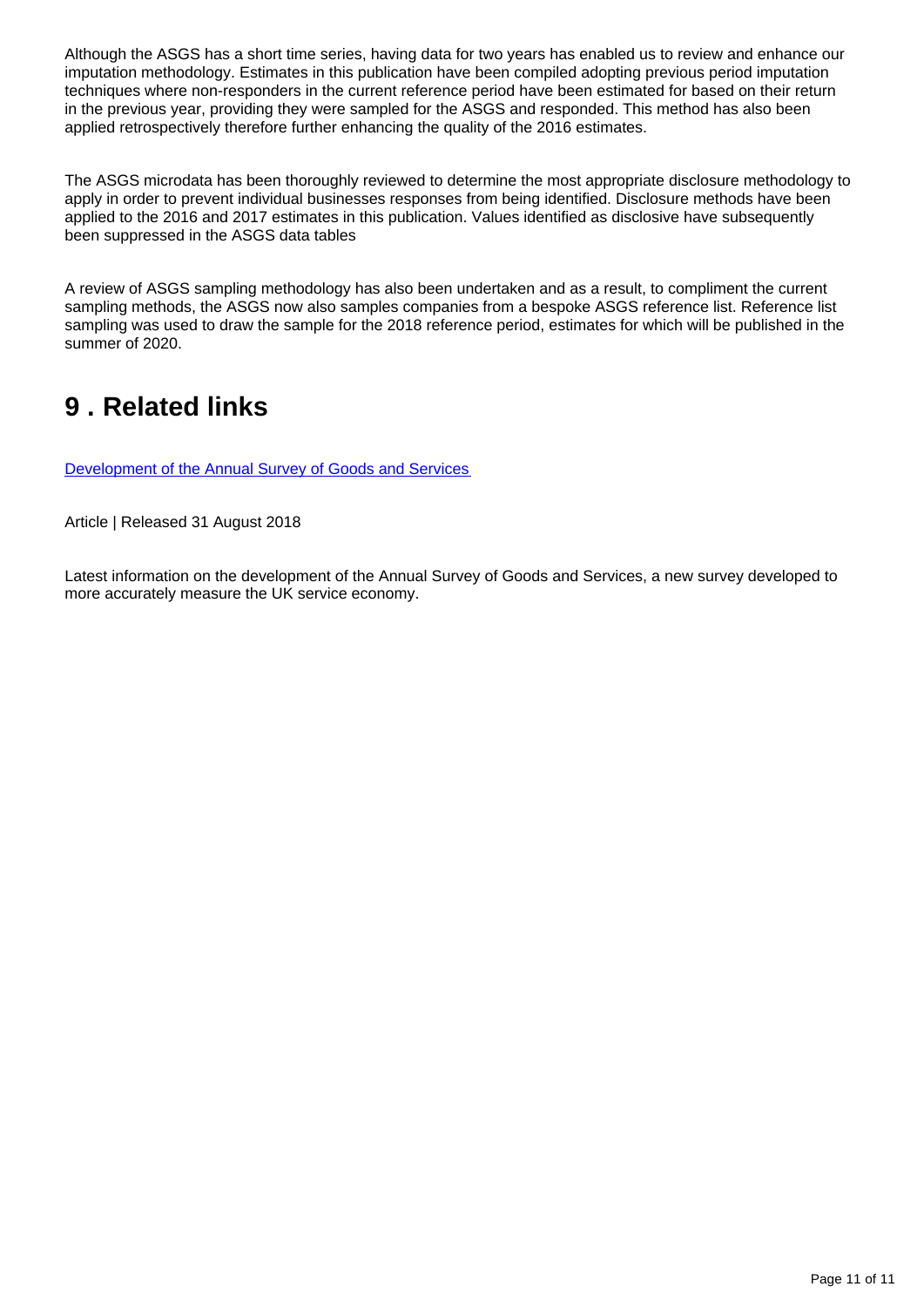Although the ASGS has a short time series, having data for two years has enabled us to review and enhance our imputation methodology. Estimates in this publication have been compiled adopting previous period imputation techniques where non-responders in the current reference period have been estimated for based on their return in the previous year, providing they were sampled for the ASGS and responded. This method has also been applied retrospectively therefore further enhancing the quality of the 2016 estimates.

The ASGS microdata has been thoroughly reviewed to determine the most appropriate disclosure methodology to apply in order to prevent individual businesses responses from being identified. Disclosure methods have been applied to the 2016 and 2017 estimates in this publication. Values identified as disclosive have subsequently been suppressed in the ASGS data tables

A review of ASGS sampling methodology has also been undertaken and as a result, to compliment the current sampling methods, the ASGS now also samples companies from a bespoke ASGS reference list. Reference list sampling was used to draw the sample for the 2018 reference period, estimates for which will be published in the summer of 2020.

## 9 . Related links

[Development of the Annual Survey of Goods and Services]

Article | Released 31 August 2018

Latest information on the development of the Annual Survey of Goods and Services, a new survey developed to more accurately measure the UK service economy.